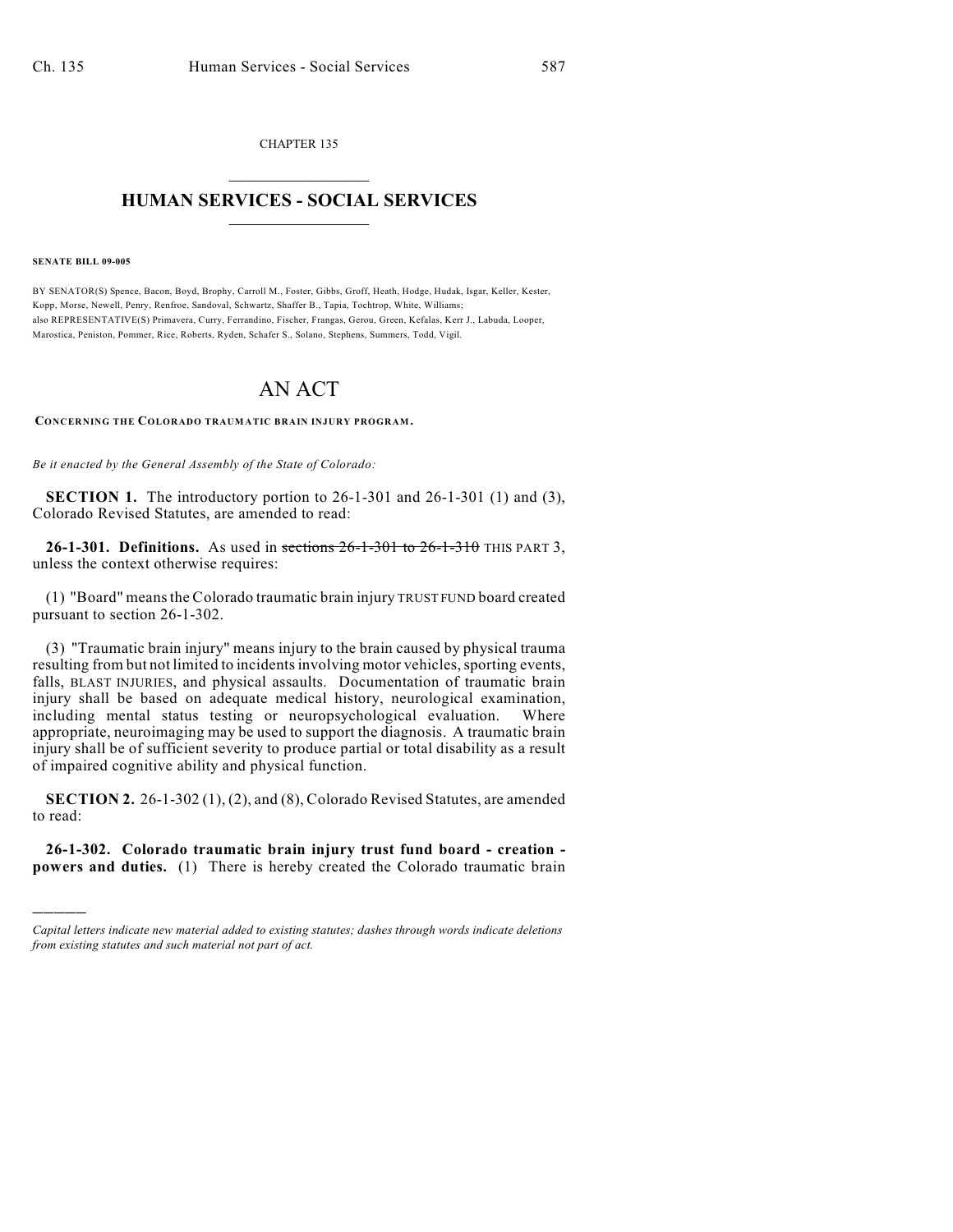CHAPTER 135

# HUMAN SERVICES - SOCIAL SERVICES

**SENATE BILL 09-005**

BY SENATOR(S) Spence, Bacon, Boyd, Brophy, Carroll M., Foster, Gibbs, Groff, Heath, Hodge, Hudak, Isgar, Keller, Kester, Kopp, Morse, Newell, Penry, Renfroe, Sandoval, Schwartz, Shaffer B., Tapia, Tochtrop, White, Williams;
also REPRESENTATIVE(S) Primavera, Curry, Ferrandino, Fischer, Frangas, Gerou, Green, Kefalas, Kerr J., Labuda, Looper, Marostica, Peniston, Pommer, Rice, Roberts, Ryden, Schafer S., Solano, Stephens, Summers, Todd, Vigil.

# AN ACT

CONCERNING THE COLORADO TRAUMATIC BRAIN INJURY PROGRAM.

*Be it enacted by the General Assembly of the State of Colorado:*

**SECTION 1.** The introductory portion to 26-1-301 and 26-1-301 (1) and (3), Colorado Revised Statutes, are amended to read:

**26-1-301. Definitions.** As used in ~~sections 26-1-301 to 26-1-310~~ THIS PART 3, unless the context otherwise requires:

(1) "Board" means the Colorado traumatic brain injury TRUST FUND board created pursuant to section 26-1-302.

(3) "Traumatic brain injury" means injury to the brain caused by physical trauma resulting from but not limited to incidents involving motor vehicles, sporting events, falls, BLAST INJURIES, and physical assaults. Documentation of traumatic brain injury shall be based on adequate medical history, neurological examination, including mental status testing or neuropsychological evaluation. Where appropriate, neuroimaging may be used to support the diagnosis. A traumatic brain injury shall be of sufficient severity to produce partial or total disability as a result of impaired cognitive ability and physical function.

**SECTION 2.** 26-1-302 (1), (2), and (8), Colorado Revised Statutes, are amended to read:

**26-1-302. Colorado traumatic brain injury trust fund board - creation - powers and duties.** (1) There is hereby created the Colorado traumatic brain

---

*Capital letters indicate new material added to existing statutes; dashes through words indicate deletions from existing statutes and such material not part of act.*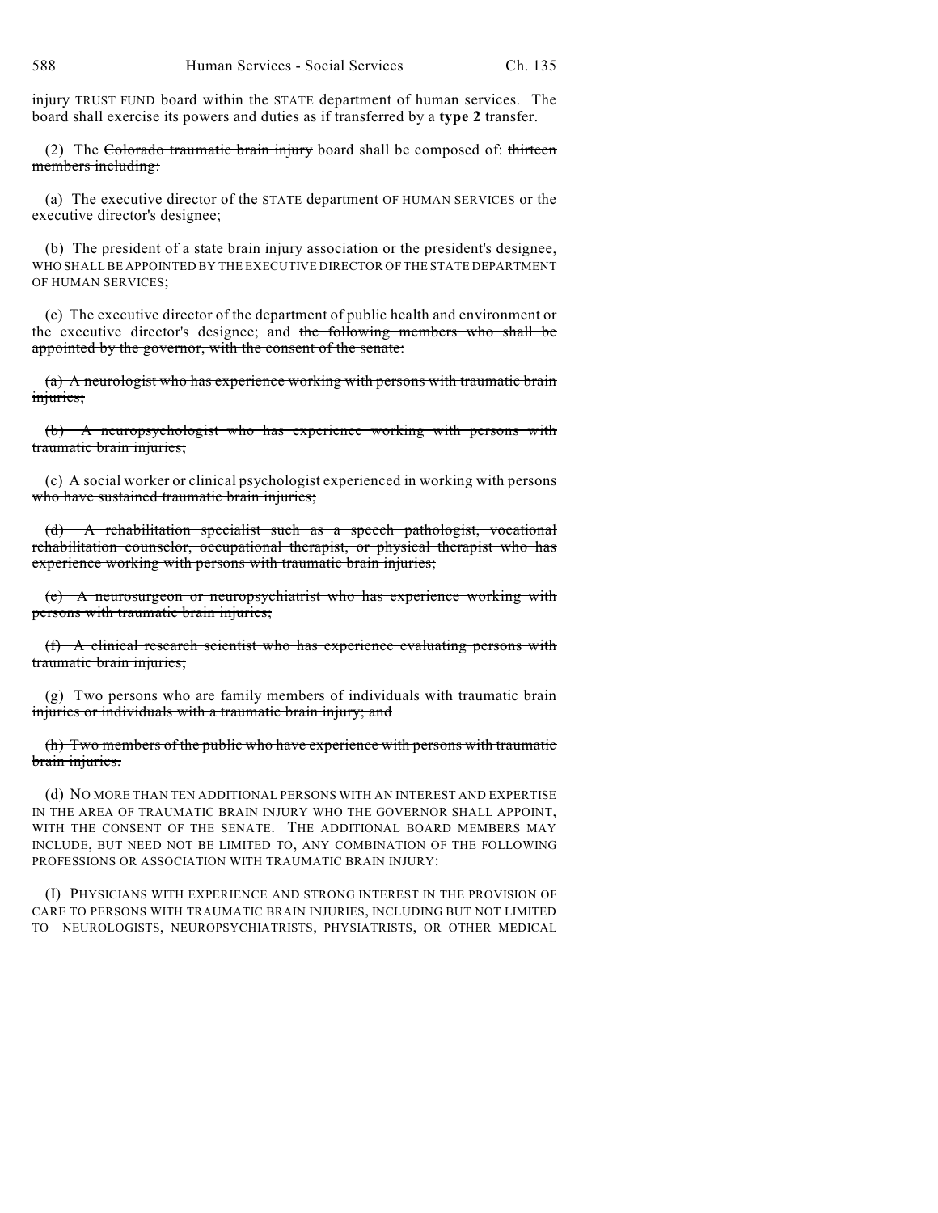injury TRUST FUND board within the STATE department of human services. The board shall exercise its powers and duties as if transferred by a **type 2** transfer.

(2) The ~~Colorado traumatic brain injury~~ board shall be composed of: ~~thirteen members including:~~

(a) The executive director of the STATE department OF HUMAN SERVICES or the executive director's designee;

(b) The president of a state brain injury association or the president's designee, WHO SHALL BE APPOINTED BY THE EXECUTIVE DIRECTOR OF THE STATE DEPARTMENT OF HUMAN SERVICES;

(c) The executive director of the department of public health and environment or the executive director's designee; and ~~the following members who shall be appointed by the governor, with the consent of the senate:~~

~~(a) A neurologist who has experience working with persons with traumatic brain injuries;~~

~~(b) A neuropsychologist who has experience working with persons with traumatic brain injuries;~~

~~(c) A social worker or clinical psychologist experienced in working with persons who have sustained traumatic brain injuries;~~

~~(d) A rehabilitation specialist such as a speech pathologist, vocational rehabilitation counselor, occupational therapist, or physical therapist who has experience working with persons with traumatic brain injuries;~~

~~(e) A neurosurgeon or neuropsychiatrist who has experience working with persons with traumatic brain injuries;~~

~~(f) A clinical research scientist who has experience evaluating persons with traumatic brain injuries;~~

~~(g) Two persons who are family members of individuals with traumatic brain injuries or individuals with a traumatic brain injury; and~~

~~(h) Two members of the public who have experience with persons with traumatic brain injuries.~~

(d) NO MORE THAN TEN ADDITIONAL PERSONS WITH AN INTEREST AND EXPERTISE IN THE AREA OF TRAUMATIC BRAIN INJURY WHO THE GOVERNOR SHALL APPOINT, WITH THE CONSENT OF THE SENATE. THE ADDITIONAL BOARD MEMBERS MAY INCLUDE, BUT NEED NOT BE LIMITED TO, ANY COMBINATION OF THE FOLLOWING PROFESSIONS OR ASSOCIATION WITH TRAUMATIC BRAIN INJURY:

(I) PHYSICIANS WITH EXPERIENCE AND STRONG INTEREST IN THE PROVISION OF CARE TO PERSONS WITH TRAUMATIC BRAIN INJURIES, INCLUDING BUT NOT LIMITED TO NEUROLOGISTS, NEUROPSYCHIATRISTS, PHYSIATRISTS, OR OTHER MEDICAL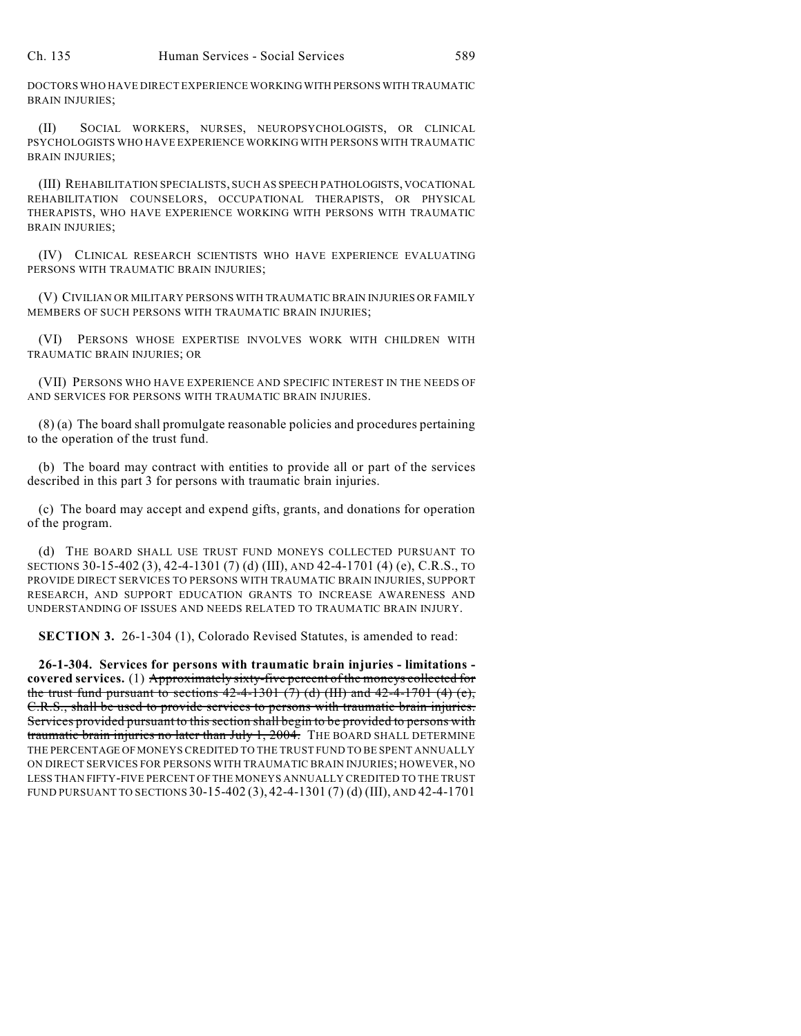DOCTORS WHO HAVE DIRECT EXPERIENCE WORKING WITH PERSONS WITH TRAUMATIC BRAIN INJURIES;

(II) SOCIAL WORKERS, NURSES, NEUROPSYCHOLOGISTS, OR CLINICAL PSYCHOLOGISTS WHO HAVE EXPERIENCE WORKING WITH PERSONS WITH TRAUMATIC BRAIN INJURIES;

(III) REHABILITATION SPECIALISTS, SUCH AS SPEECH PATHOLOGISTS, VOCATIONAL REHABILITATION COUNSELORS, OCCUPATIONAL THERAPISTS, OR PHYSICAL THERAPISTS, WHO HAVE EXPERIENCE WORKING WITH PERSONS WITH TRAUMATIC BRAIN INJURIES;

(IV) CLINICAL RESEARCH SCIENTISTS WHO HAVE EXPERIENCE EVALUATING PERSONS WITH TRAUMATIC BRAIN INJURIES;

(V) CIVILIAN OR MILITARY PERSONS WITH TRAUMATIC BRAIN INJURIES OR FAMILY MEMBERS OF SUCH PERSONS WITH TRAUMATIC BRAIN INJURIES;

(VI) PERSONS WHOSE EXPERTISE INVOLVES WORK WITH CHILDREN WITH TRAUMATIC BRAIN INJURIES; OR

(VII) PERSONS WHO HAVE EXPERIENCE AND SPECIFIC INTEREST IN THE NEEDS OF AND SERVICES FOR PERSONS WITH TRAUMATIC BRAIN INJURIES.

(8) (a) The board shall promulgate reasonable policies and procedures pertaining to the operation of the trust fund.

(b) The board may contract with entities to provide all or part of the services described in this part 3 for persons with traumatic brain injuries.

(c) The board may accept and expend gifts, grants, and donations for operation of the program.

(d) THE BOARD SHALL USE TRUST FUND MONEYS COLLECTED PURSUANT TO SECTIONS 30-15-402 (3), 42-4-1301 (7) (d) (III), AND 42-4-1701 (4) (e), C.R.S., TO PROVIDE DIRECT SERVICES TO PERSONS WITH TRAUMATIC BRAIN INJURIES, SUPPORT RESEARCH, AND SUPPORT EDUCATION GRANTS TO INCREASE AWARENESS AND UNDERSTANDING OF ISSUES AND NEEDS RELATED TO TRAUMATIC BRAIN INJURY.

**SECTION 3.** 26-1-304 (1), Colorado Revised Statutes, is amended to read:

**26-1-304. Services for persons with traumatic brain injuries - limitations - covered services.** (1) ~~Approximately sixty-five percent of the moneys collected for the trust fund pursuant to sections 42-4-1301 (7) (d) (III) and 42-4-1701 (4) (e), C.R.S., shall be used to provide services to persons with traumatic brain injuries. Services provided pursuant to this section shall begin to be provided to persons with traumatic brain injuries no later than July 1, 2004.~~ THE BOARD SHALL DETERMINE THE PERCENTAGE OF MONEYS CREDITED TO THE TRUST FUND TO BE SPENT ANNUALLY ON DIRECT SERVICES FOR PERSONS WITH TRAUMATIC BRAIN INJURIES; HOWEVER, NO LESS THAN FIFTY-FIVE PERCENT OF THE MONEYS ANNUALLY CREDITED TO THE TRUST FUND PURSUANT TO SECTIONS 30-15-402 (3), 42-4-1301 (7) (d) (III), AND 42-4-1701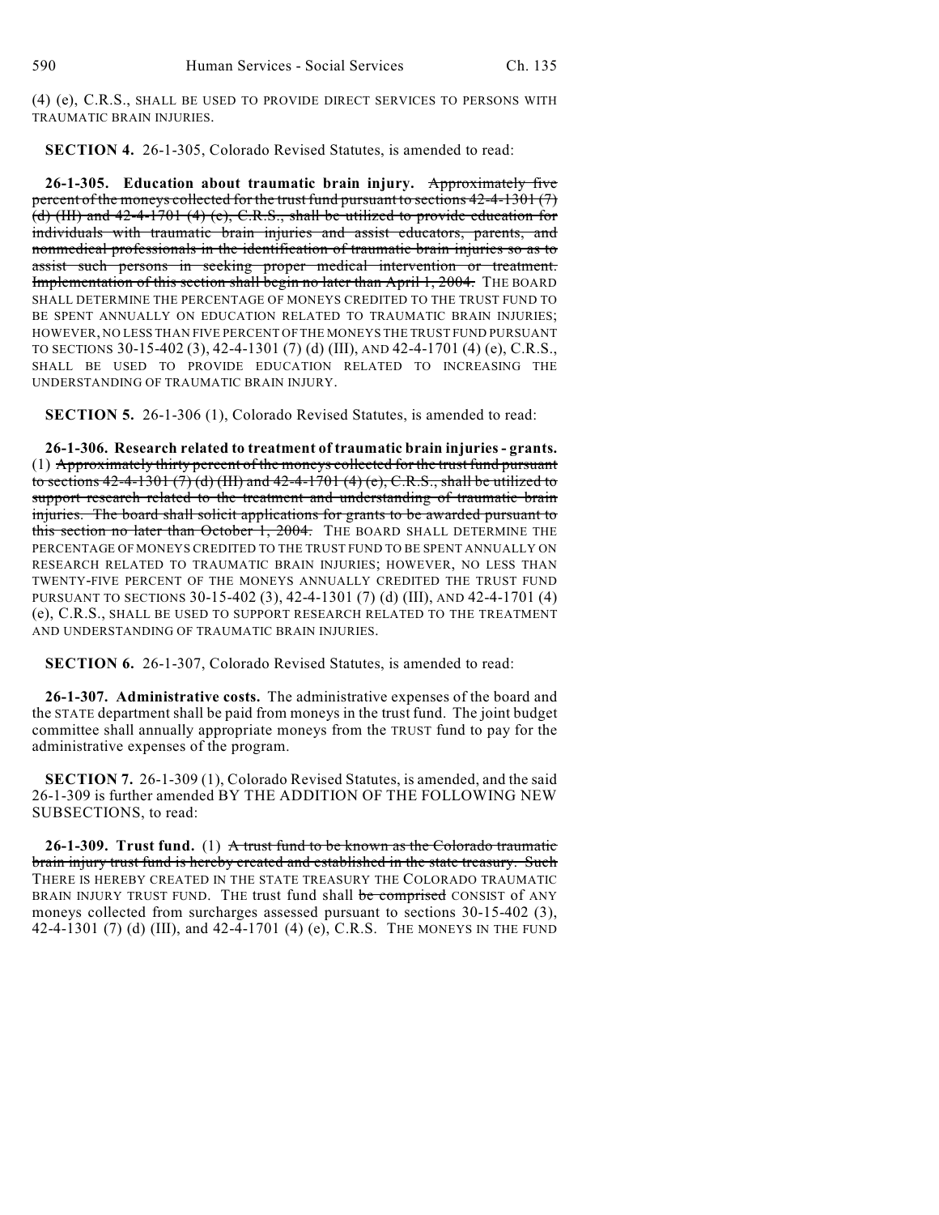(4) (e), C.R.S., SHALL BE USED TO PROVIDE DIRECT SERVICES TO PERSONS WITH TRAUMATIC BRAIN INJURIES.

**SECTION 4.** 26-1-305, Colorado Revised Statutes, is amended to read:

**26-1-305. Education about traumatic brain injury.** ~~Approximately five percent of the moneys collected for the trust fund pursuant to sections 42-4-1301 (7) (d) (III) and 42-4-1701 (4) (e), C.R.S., shall be utilized to provide education for individuals with traumatic brain injuries and assist educators, parents, and nonmedical professionals in the identification of traumatic brain injuries so as to assist such persons in seeking proper medical intervention or treatment. Implementation of this section shall begin no later than April 1, 2004.~~ THE BOARD SHALL DETERMINE THE PERCENTAGE OF MONEYS CREDITED TO THE TRUST FUND TO BE SPENT ANNUALLY ON EDUCATION RELATED TO TRAUMATIC BRAIN INJURIES; HOWEVER, NO LESS THAN FIVE PERCENT OF THE MONEYS THE TRUST FUND PURSUANT TO SECTIONS 30-15-402 (3), 42-4-1301 (7) (d) (III), AND 42-4-1701 (4) (e), C.R.S., SHALL BE USED TO PROVIDE EDUCATION RELATED TO INCREASING THE UNDERSTANDING OF TRAUMATIC BRAIN INJURY.

**SECTION 5.** 26-1-306 (1), Colorado Revised Statutes, is amended to read:

**26-1-306. Research related to treatment of traumatic brain injuries - grants.** (1) ~~Approximately thirty percent of the moneys collected for the trust fund pursuant to sections 42-4-1301 (7) (d) (III) and 42-4-1701 (4) (e), C.R.S., shall be utilized to support research related to the treatment and understanding of traumatic brain injuries. The board shall solicit applications for grants to be awarded pursuant to this section no later than October 1, 2004.~~ THE BOARD SHALL DETERMINE THE PERCENTAGE OF MONEYS CREDITED TO THE TRUST FUND TO BE SPENT ANNUALLY ON RESEARCH RELATED TO TRAUMATIC BRAIN INJURIES; HOWEVER, NO LESS THAN TWENTY-FIVE PERCENT OF THE MONEYS ANNUALLY CREDITED THE TRUST FUND PURSUANT TO SECTIONS 30-15-402 (3), 42-4-1301 (7) (d) (III), AND 42-4-1701 (4) (e), C.R.S., SHALL BE USED TO SUPPORT RESEARCH RELATED TO THE TREATMENT AND UNDERSTANDING OF TRAUMATIC BRAIN INJURIES.

**SECTION 6.** 26-1-307, Colorado Revised Statutes, is amended to read:

**26-1-307. Administrative costs.** The administrative expenses of the board and the STATE department shall be paid from moneys in the trust fund. The joint budget committee shall annually appropriate moneys from the TRUST fund to pay for the administrative expenses of the program.

**SECTION 7.** 26-1-309 (1), Colorado Revised Statutes, is amended, and the said 26-1-309 is further amended BY THE ADDITION OF THE FOLLOWING NEW SUBSECTIONS, to read:

**26-1-309. Trust fund.** (1) ~~A trust fund to be known as the Colorado traumatic brain injury trust fund is hereby created and established in the state treasury. Such~~ THERE IS HEREBY CREATED IN THE STATE TREASURY THE COLORADO TRAUMATIC BRAIN INJURY TRUST FUND. THE trust fund shall ~~be comprised~~ CONSIST of ANY moneys collected from surcharges assessed pursuant to sections 30-15-402 (3), 42-4-1301 (7) (d) (III), and 42-4-1701 (4) (e), C.R.S. THE MONEYS IN THE FUND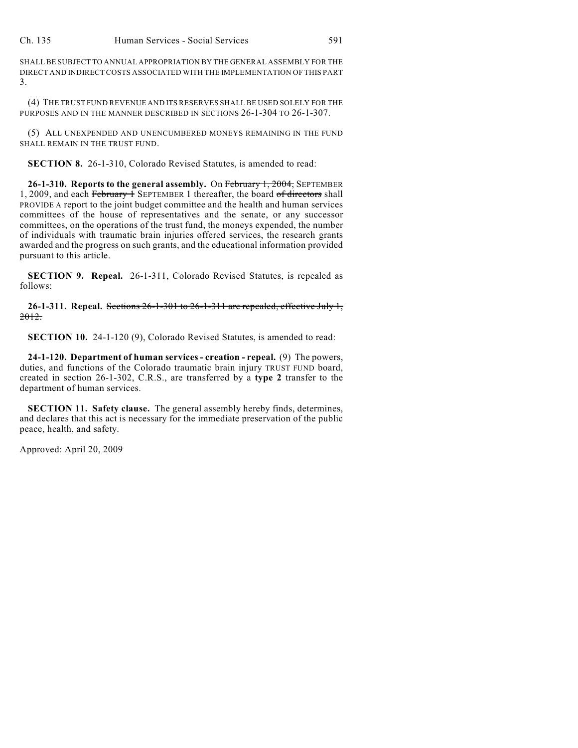SHALL BE SUBJECT TO ANNUAL APPROPRIATION BY THE GENERAL ASSEMBLY FOR THE DIRECT AND INDIRECT COSTS ASSOCIATED WITH THE IMPLEMENTATION OF THIS PART 3.

(4) THE TRUST FUND REVENUE AND ITS RESERVES SHALL BE USED SOLELY FOR THE PURPOSES AND IN THE MANNER DESCRIBED IN SECTIONS 26-1-304 TO 26-1-307.

(5) ALL UNEXPENDED AND UNENCUMBERED MONEYS REMAINING IN THE FUND SHALL REMAIN IN THE TRUST FUND.

**SECTION 8.** 26-1-310, Colorado Revised Statutes, is amended to read:

**26-1-310. Reports to the general assembly.** On ~~February 1, 2004,~~ SEPTEMBER 1, 2009, and each ~~February 1~~ SEPTEMBER 1 thereafter, the board ~~of directors~~ shall PROVIDE A report to the joint budget committee and the health and human services committees of the house of representatives and the senate, or any successor committees, on the operations of the trust fund, the moneys expended, the number of individuals with traumatic brain injuries offered services, the research grants awarded and the progress on such grants, and the educational information provided pursuant to this article.

**SECTION 9. Repeal.** 26-1-311, Colorado Revised Statutes, is repealed as follows:

**26-1-311. Repeal.** ~~Sections 26-1-301 to 26-1-311 are repealed, effective July 1, 2012.~~

**SECTION 10.** 24-1-120 (9), Colorado Revised Statutes, is amended to read:

**24-1-120. Department of human services - creation - repeal.** (9) The powers, duties, and functions of the Colorado traumatic brain injury TRUST FUND board, created in section 26-1-302, C.R.S., are transferred by a **type 2** transfer to the department of human services.

**SECTION 11. Safety clause.** The general assembly hereby finds, determines, and declares that this act is necessary for the immediate preservation of the public peace, health, and safety.

Approved: April 20, 2009